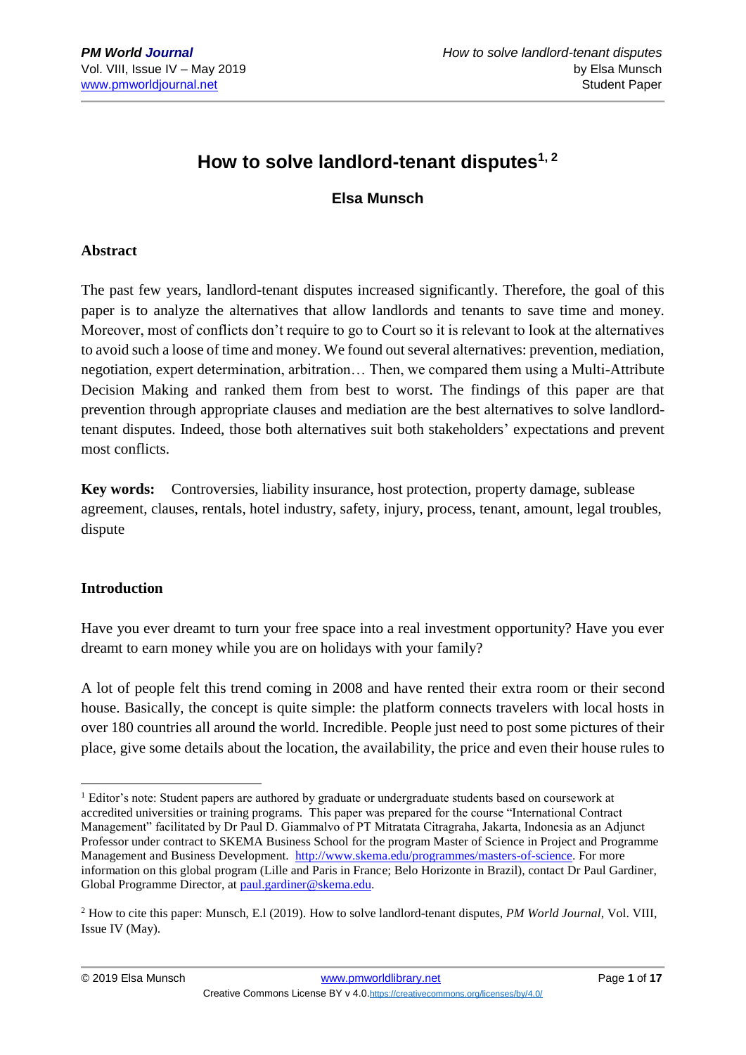# How to solve landlord-tenant disputes[1, 2]

**Elsa Munsch**

## Abstract

The past few years, landlord-tenant disputes increased significantly. Therefore, the goal of this paper is to analyze the alternatives that allow landlords and tenants to save time and money. Moreover, most of conflicts don't require to go to Court so it is relevant to look at the alternatives to avoid such a loose of time and money. We found out several alternatives: prevention, mediation, negotiation, expert determination, arbitration… Then, we compared them using a Multi-Attribute Decision Making and ranked them from best to worst. The findings of this paper are that prevention through appropriate clauses and mediation are the best alternatives to solve landlord-tenant disputes. Indeed, those both alternatives suit both stakeholders' expectations and prevent most conflicts.

**Key words:** Controversies, liability insurance, host protection, property damage, sublease agreement, clauses, rentals, hotel industry, safety, injury, process, tenant, amount, legal troubles, dispute

## Introduction

Have you ever dreamt to turn your free space into a real investment opportunity? Have you ever dreamt to earn money while you are on holidays with your family?

A lot of people felt this trend coming in 2008 and have rented their extra room or their second house. Basically, the concept is quite simple: the platform connects travelers with local hosts in over 180 countries all around the world. Incredible. People just need to post some pictures of their place, give some details about the location, the availability, the price and even their house rules to

---

[1] Editor's note: Student papers are authored by graduate or undergraduate students based on coursework at accredited universities or training programs. This paper was prepared for the course "International Contract Management" facilitated by Dr Paul D. Giammalvo of PT Mitratata Citragraha, Jakarta, Indonesia as an Adjunct Professor under contract to SKEMA Business School for the program Master of Science in Project and Programme Management and Business Development. http://www.skema.edu/programmes/masters-of-science. For more information on this global program (Lille and Paris in France; Belo Horizonte in Brazil), contact Dr Paul Gardiner, Global Programme Director, at paul.gardiner@skema.edu.

[2] How to cite this paper: Munsch, E.l (2019). How to solve landlord-tenant disputes, *PM World Journal*, Vol. VIII, Issue IV (May).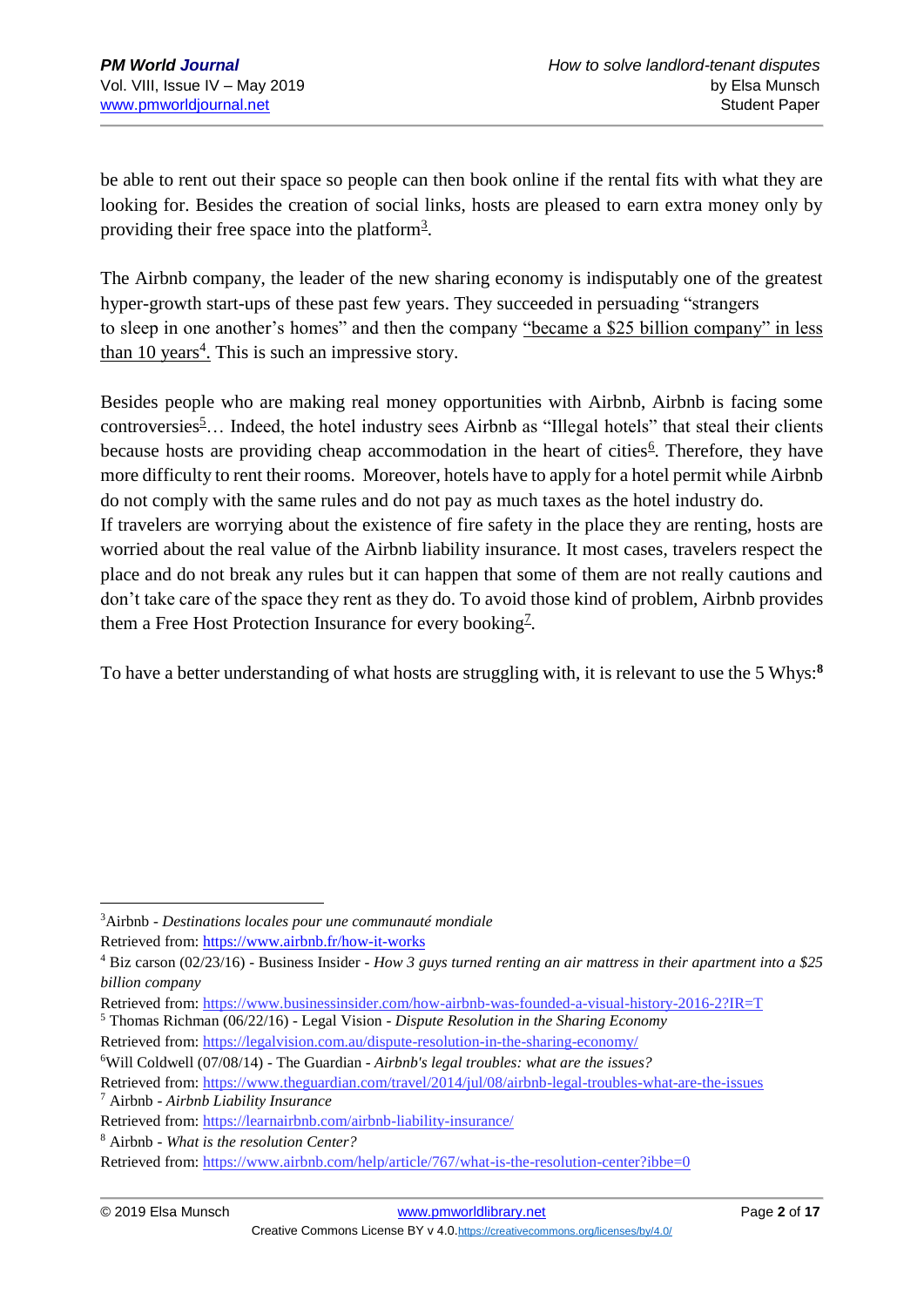be able to rent out their space so people can then book online if the rental fits with what they are looking for. Besides the creation of social links, hosts are pleased to earn extra money only by providing their free space into the platform[3].

The Airbnb company, the leader of the new sharing economy is indisputably one of the greatest hyper-growth start-ups of these past few years. They succeeded in persuading "strangers to sleep in one another's homes" and then the company "became a $25 billion company" in less than 10 years[4]. This is such an impressive story.

Besides people who are making real money opportunities with Airbnb, Airbnb is facing some controversies[5]… Indeed, the hotel industry sees Airbnb as "Illegal hotels" that steal their clients because hosts are providing cheap accommodation in the heart of cities[6]. Therefore, they have more difficulty to rent their rooms. Moreover, hotels have to apply for a hotel permit while Airbnb do not comply with the same rules and do not pay as much taxes as the hotel industry do.
If travelers are worrying about the existence of fire safety in the place they are renting, hosts are worried about the real value of the Airbnb liability insurance. It most cases, travelers respect the place and do not break any rules but it can happen that some of them are not really cautions and don't take care of the space they rent as they do. To avoid those kind of problem, Airbnb provides them a Free Host Protection Insurance for every booking[7].

To have a better understanding of what hosts are struggling with, it is relevant to use the 5 Whys:[8]

---

[3] Airbnb - *Destinations locales pour une communauté mondiale*
Retrieved from: https://www.airbnb.fr/how-it-works

[4] Biz carson (02/23/16) - Business Insider - *How 3 guys turned renting an air mattress in their apartment into a $25 billion company*
Retrieved from: https://www.businessinsider.com/how-airbnb-was-founded-a-visual-history-2016-2?IR=T

[5] Thomas Richman (06/22/16) - Legal Vision - *Dispute Resolution in the Sharing Economy*
Retrieved from: https://legalvision.com.au/dispute-resolution-in-the-sharing-economy/

[6] Will Coldwell (07/08/14) - The Guardian - *Airbnb's legal troubles: what are the issues?*
Retrieved from: https://www.theguardian.com/travel/2014/jul/08/airbnb-legal-troubles-what-are-the-issues

[7] Airbnb - *Airbnb Liability Insurance*
Retrieved from: https://learnairbnb.com/airbnb-liability-insurance/

[8] Airbnb - *What is the resolution Center?*
Retrieved from: https://www.airbnb.com/help/article/767/what-is-the-resolution-center?ibbe=0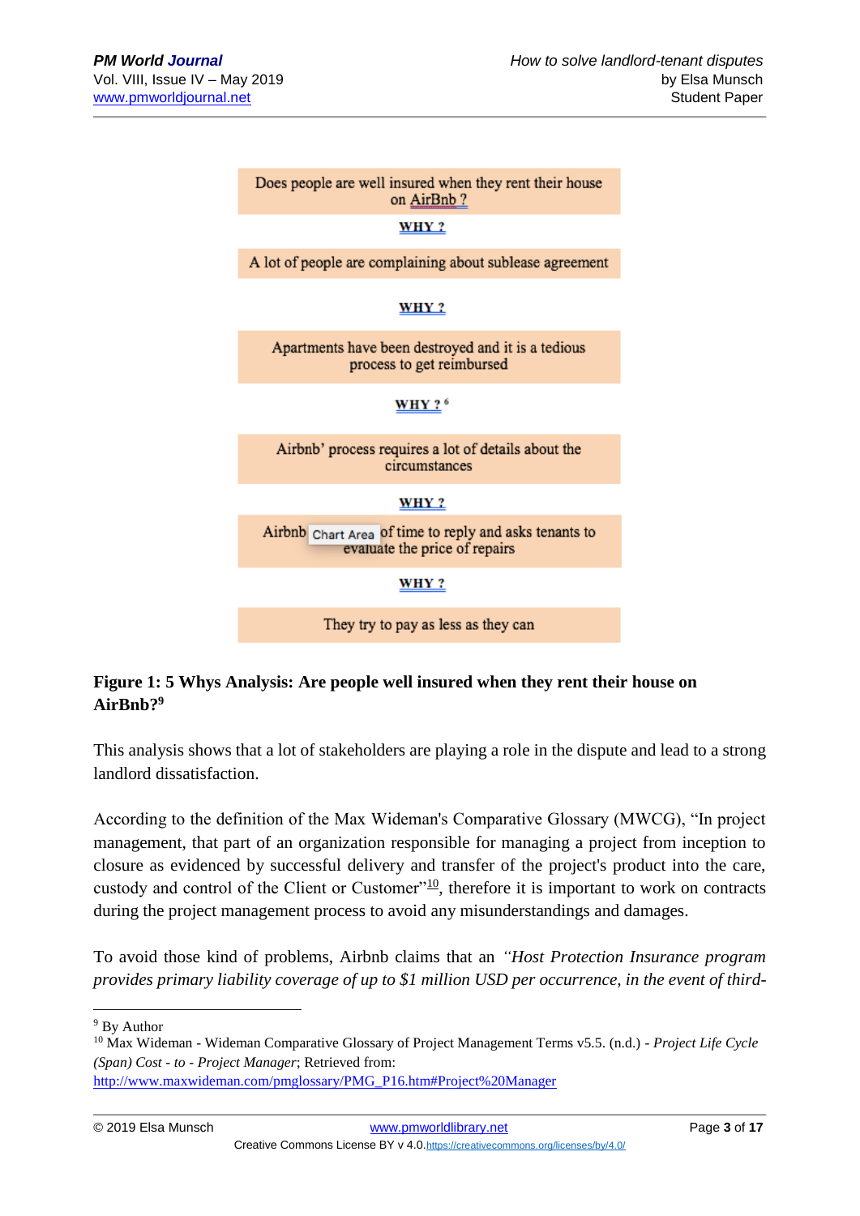Does people are well insured when they rent their house on AirBnb ?

**WHY ?**

A lot of people are complaining about sublease agreement

**WHY ?**

Apartments have been destroyed and it is a tedious process to get reimbursed

**WHY ?** [6]

Airbnb' process requires a lot of details about the circumstances

**WHY ?**

Airbnb Chart Area of time to reply and asks tenants to evaluate the price of repairs

**WHY ?**

They try to pay as less as they can

**Figure 1: 5 Whys Analysis: Are people well insured when they rent their house on AirBnb?**[9]

This analysis shows that a lot of stakeholders are playing a role in the dispute and lead to a strong landlord dissatisfaction.

According to the definition of the Max Wideman's Comparative Glossary (MWCG), "In project management, that part of an organization responsible for managing a project from inception to closure as evidenced by successful delivery and transfer of the project's product into the care, custody and control of the Client or Customer"[10], therefore it is important to work on contracts during the project management process to avoid any misunderstandings and damages.

To avoid those kind of problems, Airbnb claims that an *"Host Protection Insurance program provides primary liability coverage of up to $1 million USD per occurrence, in the event of third-*

---

[9] By Author

[10] Max Wideman - Wideman Comparative Glossary of Project Management Terms v5.5. (n.d.) - *Project Life Cycle (Span) Cost - to - Project Manager*; Retrieved from: http://www.maxwideman.com/pmglossary/PMG_P16.htm#Project%20Manager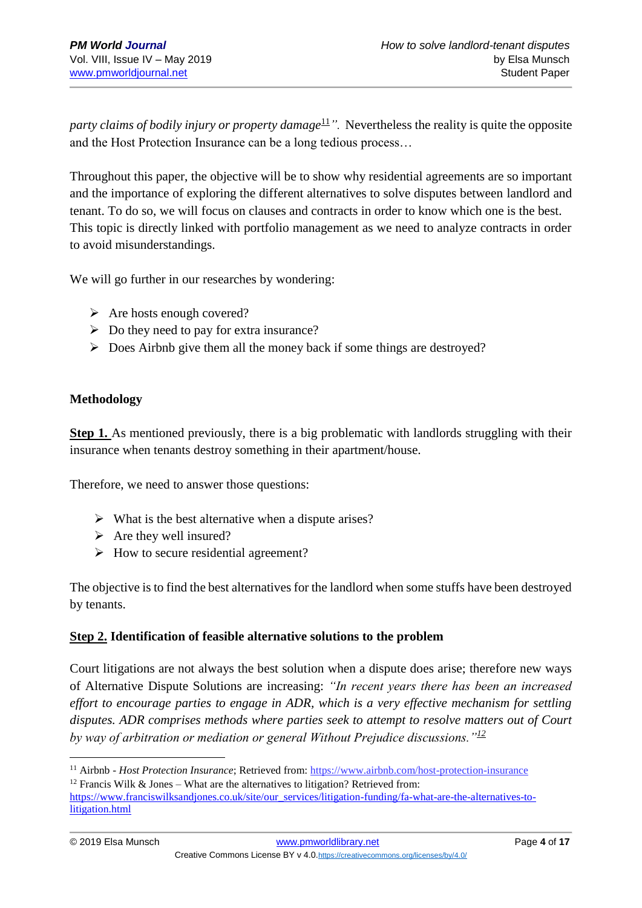*party claims of bodily injury or property damage*[11]*".* Nevertheless the reality is quite the opposite and the Host Protection Insurance can be a long tedious process…

Throughout this paper, the objective will be to show why residential agreements are so important and the importance of exploring the different alternatives to solve disputes between landlord and tenant. To do so, we will focus on clauses and contracts in order to know which one is the best. This topic is directly linked with portfolio management as we need to analyze contracts in order to avoid misunderstandings.

We will go further in our researches by wondering:

- Are hosts enough covered?
- Do they need to pay for extra insurance?
- Does Airbnb give them all the money back if some things are destroyed?

**Methodology**

**Step 1.** As mentioned previously, there is a big problematic with landlords struggling with their insurance when tenants destroy something in their apartment/house.

Therefore, we need to answer those questions:

- What is the best alternative when a dispute arises?
- Are they well insured?
- How to secure residential agreement?

The objective is to find the best alternatives for the landlord when some stuffs have been destroyed by tenants.

**Step 2. Identification of feasible alternative solutions to the problem**

Court litigations are not always the best solution when a dispute does arise; therefore new ways of Alternative Dispute Solutions are increasing: *"In recent years there has been an increased effort to encourage parties to engage in ADR, which is a very effective mechanism for settling disputes. ADR comprises methods where parties seek to attempt to resolve matters out of Court by way of arbitration or mediation or general Without Prejudice discussions."*[12]

---

[11] Airbnb - *Host Protection Insurance*; Retrieved from: https://www.airbnb.com/host-protection-insurance

[12] Francis Wilk & Jones – What are the alternatives to litigation? Retrieved from: https://www.franciswilksandjones.co.uk/site/our_services/litigation-funding/fa-what-are-the-alternatives-to-litigation.html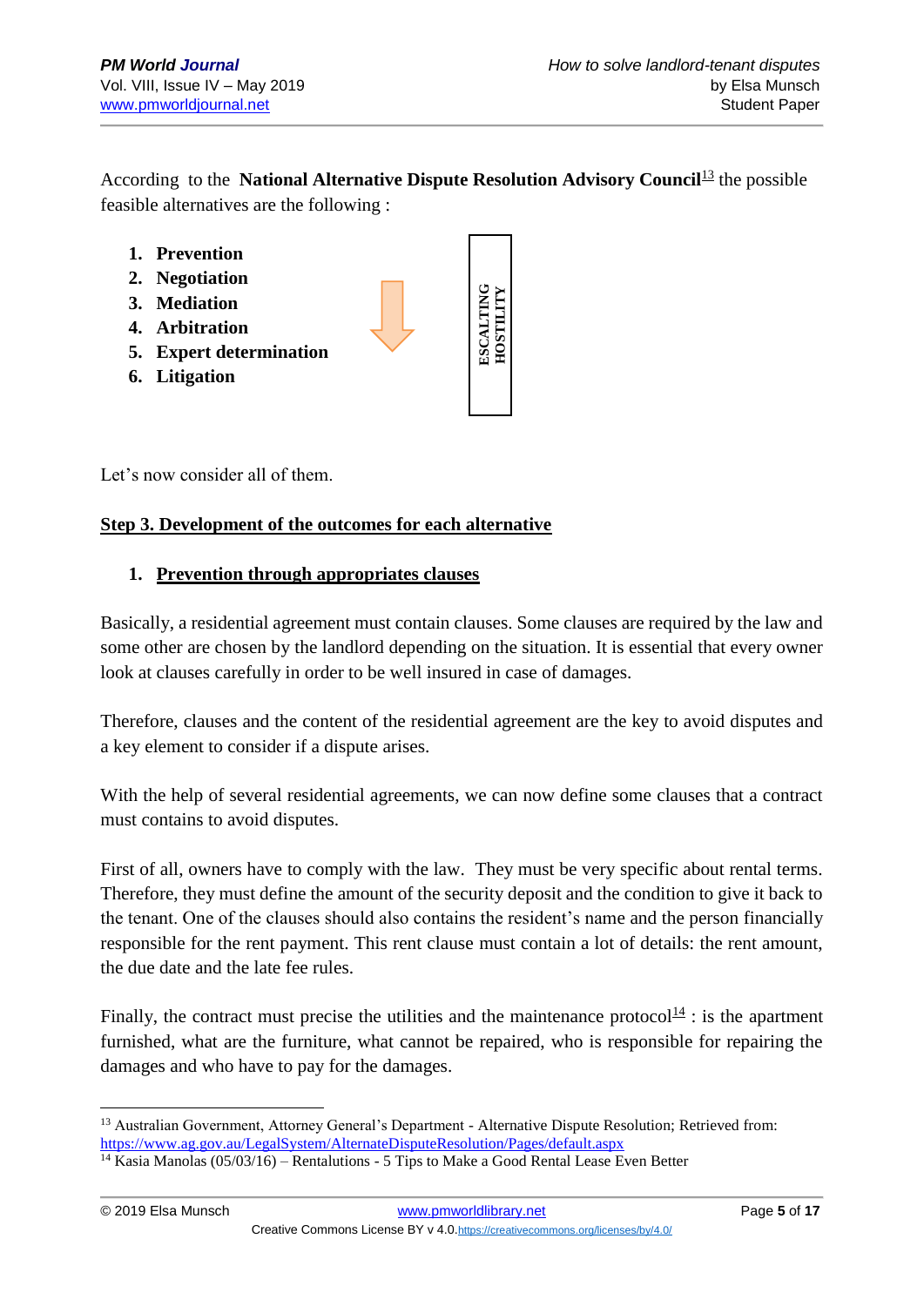According to the **National Alternative Dispute Resolution Advisory Council**[13] the possible feasible alternatives are the following :

1. **Prevention**
2. **Negotiation**
3. **Mediation**
4. **Arbitration**
5. **Expert determination**
6. **Litigation**

**ESCALTING HOSTILITY**

Let's now consider all of them.

**Step 3. Development of the outcomes for each alternative**

1. **Prevention through appropriates clauses**

Basically, a residential agreement must contain clauses. Some clauses are required by the law and some other are chosen by the landlord depending on the situation. It is essential that every owner look at clauses carefully in order to be well insured in case of damages.

Therefore, clauses and the content of the residential agreement are the key to avoid disputes and a key element to consider if a dispute arises.

With the help of several residential agreements, we can now define some clauses that a contract must contains to avoid disputes.

First of all, owners have to comply with the law. They must be very specific about rental terms. Therefore, they must define the amount of the security deposit and the condition to give it back to the tenant. One of the clauses should also contains the resident's name and the person financially responsible for the rent payment. This rent clause must contain a lot of details: the rent amount, the due date and the late fee rules.

Finally, the contract must precise the utilities and the maintenance protocol[14] : is the apartment furnished, what are the furniture, what cannot be repaired, who is responsible for repairing the damages and who have to pay for the damages.

---

[13] Australian Government, Attorney General's Department - Alternative Dispute Resolution; Retrieved from: https://www.ag.gov.au/LegalSystem/AlternateDisputeResolution/Pages/default.aspx

[14] Kasia Manolas (05/03/16) – Rentalutions - 5 Tips to Make a Good Rental Lease Even Better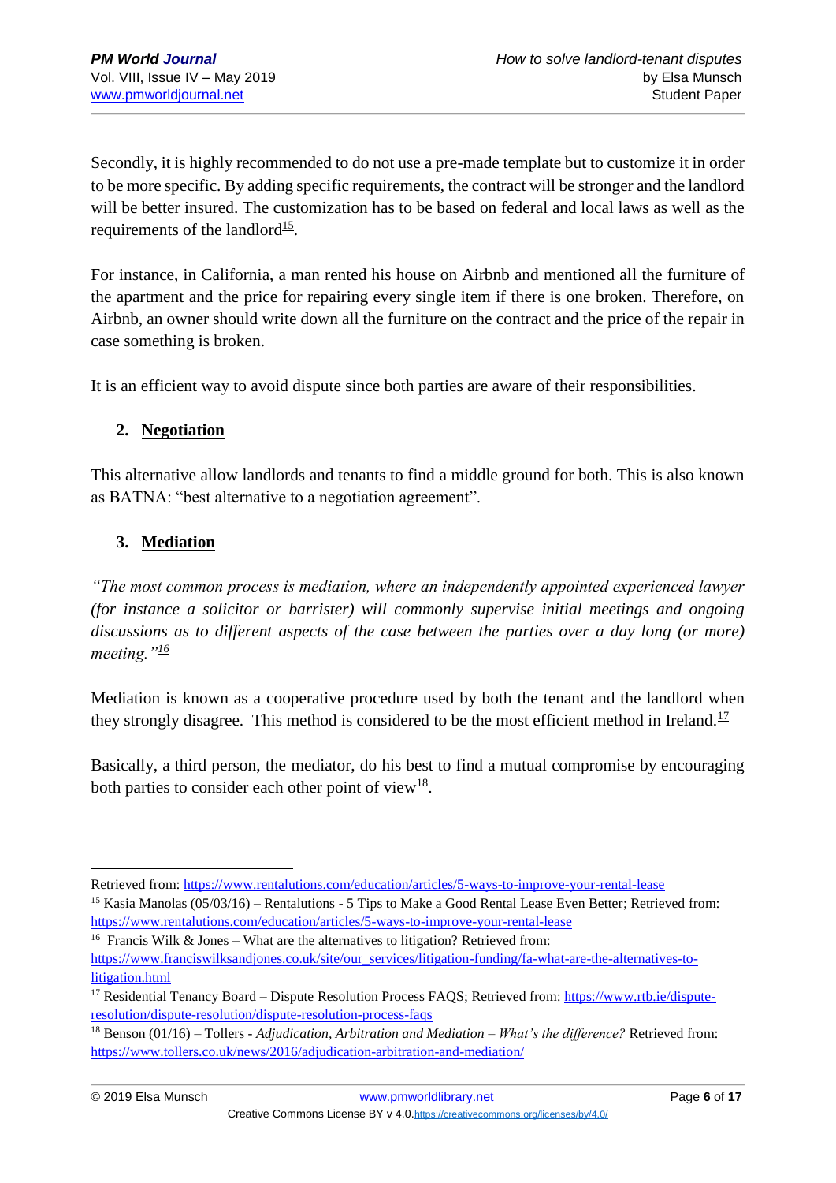Secondly, it is highly recommended to do not use a pre-made template but to customize it in order to be more specific. By adding specific requirements, the contract will be stronger and the landlord will be better insured. The customization has to be based on federal and local laws as well as the requirements of the landlord[15].

For instance, in California, a man rented his house on Airbnb and mentioned all the furniture of the apartment and the price for repairing every single item if there is one broken. Therefore, on Airbnb, an owner should write down all the furniture on the contract and the price of the repair in case something is broken.

It is an efficient way to avoid dispute since both parties are aware of their responsibilities.

## 2. Negotiation

This alternative allow landlords and tenants to find a middle ground for both. This is also known as BATNA: "best alternative to a negotiation agreement".

## 3. Mediation

*"The most common process is mediation, where an independently appointed experienced lawyer (for instance a solicitor or barrister) will commonly supervise initial meetings and ongoing discussions as to different aspects of the case between the parties over a day long (or more) meeting."*[16]

Mediation is known as a cooperative procedure used by both the tenant and the landlord when they strongly disagree. This method is considered to be the most efficient method in Ireland.[17]

Basically, a third person, the mediator, do his best to find a mutual compromise by encouraging both parties to consider each other point of view[18].

---

Retrieved from: https://www.rentalutions.com/education/articles/5-ways-to-improve-your-rental-lease

[15] Kasia Manolas (05/03/16) – Rentalutions - 5 Tips to Make a Good Rental Lease Even Better; Retrieved from: https://www.rentalutions.com/education/articles/5-ways-to-improve-your-rental-lease

[16] Francis Wilk & Jones – What are the alternatives to litigation? Retrieved from: https://www.franciswilksandjones.co.uk/site/our_services/litigation-funding/fa-what-are-the-alternatives-to-litigation.html

[17] Residential Tenancy Board – Dispute Resolution Process FAQS; Retrieved from: https://www.rtb.ie/dispute-resolution/dispute-resolution/dispute-resolution-process-faqs

[18] Benson (01/16) – Tollers - *Adjudication, Arbitration and Mediation – What's the difference?* Retrieved from: https://www.tollers.co.uk/news/2016/adjudication-arbitration-and-mediation/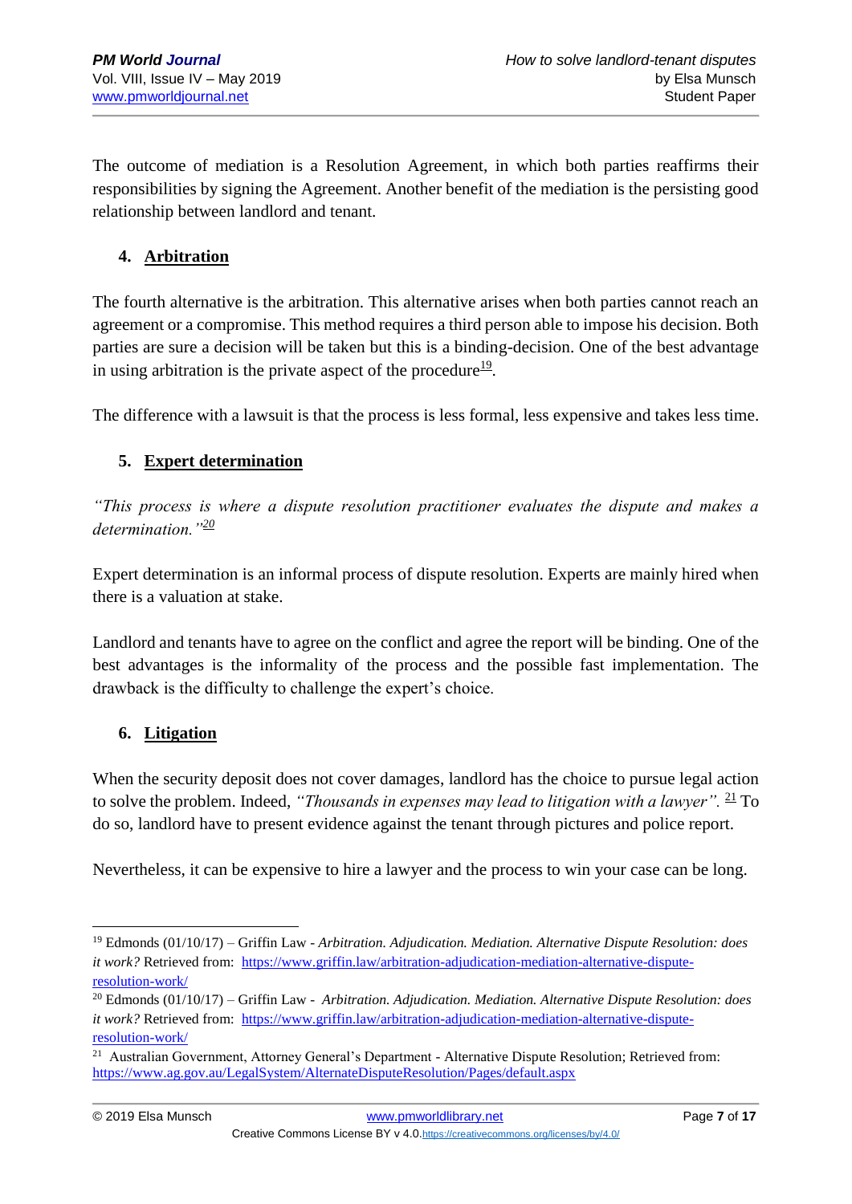The outcome of mediation is a Resolution Agreement, in which both parties reaffirms their responsibilities by signing the Agreement. Another benefit of the mediation is the persisting good relationship between landlord and tenant.

### 4. Arbitration

The fourth alternative is the arbitration. This alternative arises when both parties cannot reach an agreement or a compromise. This method requires a third person able to impose his decision. Both parties are sure a decision will be taken but this is a binding-decision. One of the best advantage in using arbitration is the private aspect of the procedure[19].

The difference with a lawsuit is that the process is less formal, less expensive and takes less time.

### 5. Expert determination

*"This process is where a dispute resolution practitioner evaluates the dispute and makes a determination."*[20]

Expert determination is an informal process of dispute resolution. Experts are mainly hired when there is a valuation at stake.

Landlord and tenants have to agree on the conflict and agree the report will be binding. One of the best advantages is the informality of the process and the possible fast implementation. The drawback is the difficulty to challenge the expert's choice.

### 6. Litigation

When the security deposit does not cover damages, landlord has the choice to pursue legal action to solve the problem. Indeed, *"Thousands in expenses may lead to litigation with a lawyer".* [21] To do so, landlord have to present evidence against the tenant through pictures and police report.

Nevertheless, it can be expensive to hire a lawyer and the process to win your case can be long.

---

[19] Edmonds (01/10/17) – Griffin Law - *Arbitration. Adjudication. Mediation. Alternative Dispute Resolution: does it work?* Retrieved from: https://www.griffin.law/arbitration-adjudication-mediation-alternative-dispute-resolution-work/

[20] Edmonds (01/10/17) – Griffin Law - *Arbitration. Adjudication. Mediation. Alternative Dispute Resolution: does it work?* Retrieved from: https://www.griffin.law/arbitration-adjudication-mediation-alternative-dispute-resolution-work/

[21] Australian Government, Attorney General's Department - Alternative Dispute Resolution; Retrieved from: https://www.ag.gov.au/LegalSystem/AlternateDisputeResolution/Pages/default.aspx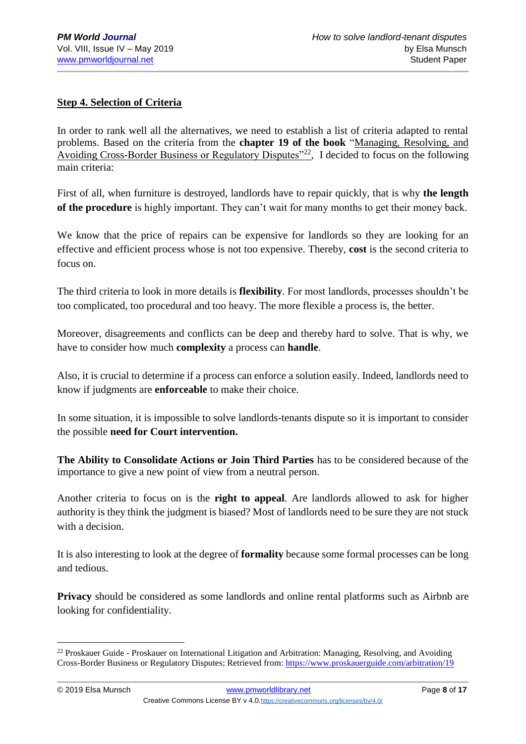**Step 4. Selection of Criteria**

In order to rank well all the alternatives, we need to establish a list of criteria adapted to rental problems. Based on the criteria from the **chapter 19 of the book** "Managing, Resolving, and Avoiding Cross-Border Business or Regulatory Disputes"[22], I decided to focus on the following main criteria:

First of all, when furniture is destroyed, landlords have to repair quickly, that is why **the length of the procedure** is highly important. They can't wait for many months to get their money back.

We know that the price of repairs can be expensive for landlords so they are looking for an effective and efficient process whose is not too expensive. Thereby, **cost** is the second criteria to focus on.

The third criteria to look in more details is **flexibility**. For most landlords, processes shouldn't be too complicated, too procedural and too heavy. The more flexible a process is, the better.

Moreover, disagreements and conflicts can be deep and thereby hard to solve. That is why, we have to consider how much **complexity** a process can **handle**.

Also, it is crucial to determine if a process can enforce a solution easily. Indeed, landlords need to know if judgments are **enforceable** to make their choice.

In some situation, it is impossible to solve landlords-tenants dispute so it is important to consider the possible **need for Court intervention.**

**The Ability to Consolidate Actions or Join Third Parties** has to be considered because of the importance to give a new point of view from a neutral person.

Another criteria to focus on is the **right to appeal**. Are landlords allowed to ask for higher authority is they think the judgment is biased? Most of landlords need to be sure they are not stuck with a decision.

It is also interesting to look at the degree of **formality** because some formal processes can be long and tedious.

**Privacy** should be considered as some landlords and online rental platforms such as Airbnb are looking for confidentiality.

---

[22] Proskauer Guide - Proskauer on International Litigation and Arbitration: Managing, Resolving, and Avoiding Cross-Border Business or Regulatory Disputes; Retrieved from: https://www.proskauerguide.com/arbitration/19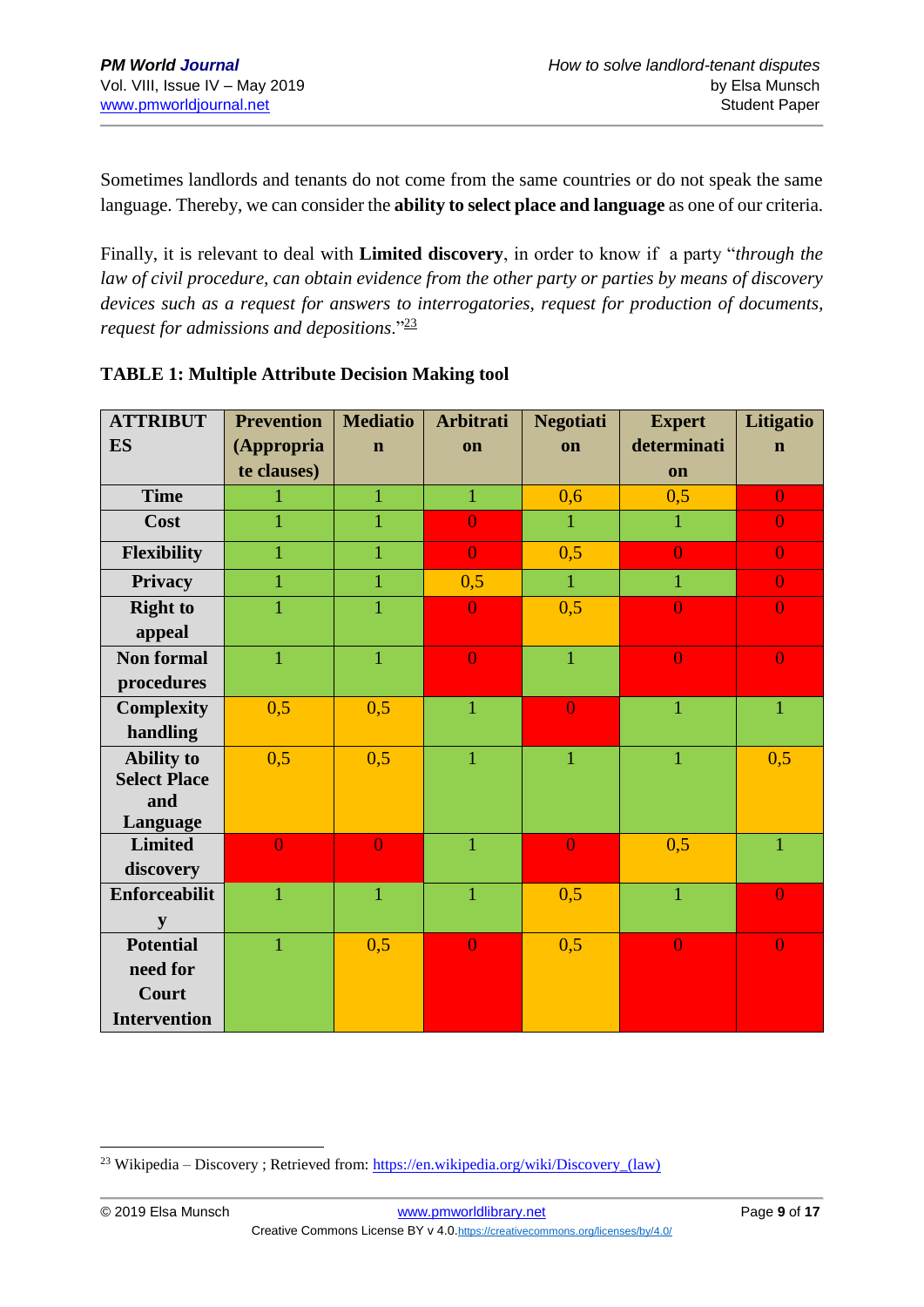Sometimes landlords and tenants do not come from the same countries or do not speak the same language. Thereby, we can consider the **ability to select place and language** as one of our criteria.

Finally, it is relevant to deal with **Limited discovery**, in order to know if a party "*through the law of civil procedure, can obtain evidence from the other party or parties by means of discovery devices such as a request for answers to interrogatories, request for production of documents, request for admissions and depositions*."[23]

**TABLE 1: Multiple Attribute Decision Making tool**

| ATTRIBUTES | Prevention (Appropriate clauses) | Mediation | Arbitration | Negotiation | Expert determination | Litigation |
|---|---|---|---|---|---|---|
| Time | 1 | 1 | 1 | 0,6 | 0,5 | 0 |
| Cost | 1 | 1 | 0 | 1 | 1 | 0 |
| Flexibility | 1 | 1 | 0 | 0,5 | 0 | 0 |
| Privacy | 1 | 1 | 0,5 | 1 | 1 | 0 |
| Right to appeal | 1 | 1 | 0 | 0,5 | 0 | 0 |
| Non formal procedures | 1 | 1 | 0 | 1 | 0 | 0 |
| Complexity handling | 0,5 | 0,5 | 1 | 0 | 1 | 1 |
| Ability to Select Place and Language | 0,5 | 0,5 | 1 | 1 | 1 | 0,5 |
| Limited discovery | 0 | 0 | 1 | 0 | 0,5 | 1 |
| Enforceability | 1 | 1 | 1 | 0,5 | 1 | 0 |
| Potential need for Court Intervention | 1 | 0,5 | 0 | 0,5 | 0 | 0 |

[23] Wikipedia – Discovery ; Retrieved from: https://en.wikipedia.org/wiki/Discovery_(law)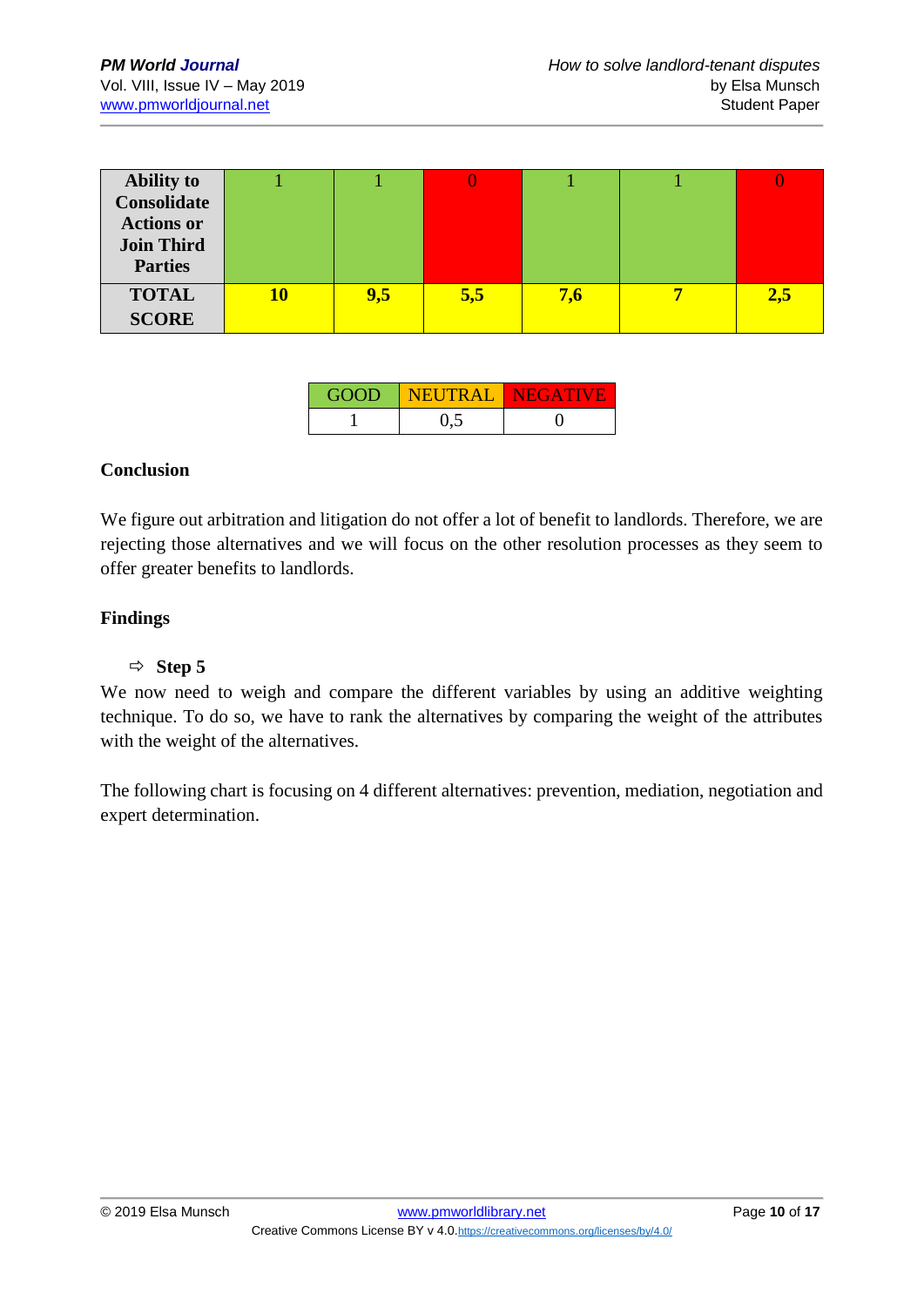| **Ability to Consolidate Actions or Join Third Parties** | 1 | 1 | 0 | 1 | 1 | 0 |
|---|---|---|---|---|---|---|
| **TOTAL SCORE** | **10** | **9,5** | **5,5** | **7,6** | **7** | **2,5** |

| GOOD | NEUTRAL | NEGATIVE |
|---|---|---|
| 1 | 0,5 | 0 |

**Conclusion**

We figure out arbitration and litigation do not offer a lot of benefit to landlords. Therefore, we are rejecting those alternatives and we will focus on the other resolution processes as they seem to offer greater benefits to landlords.

**Findings**

⇨ **Step 5**

We now need to weigh and compare the different variables by using an additive weighting technique. To do so, we have to rank the alternatives by comparing the weight of the attributes with the weight of the alternatives.

The following chart is focusing on 4 different alternatives: prevention, mediation, negotiation and expert determination.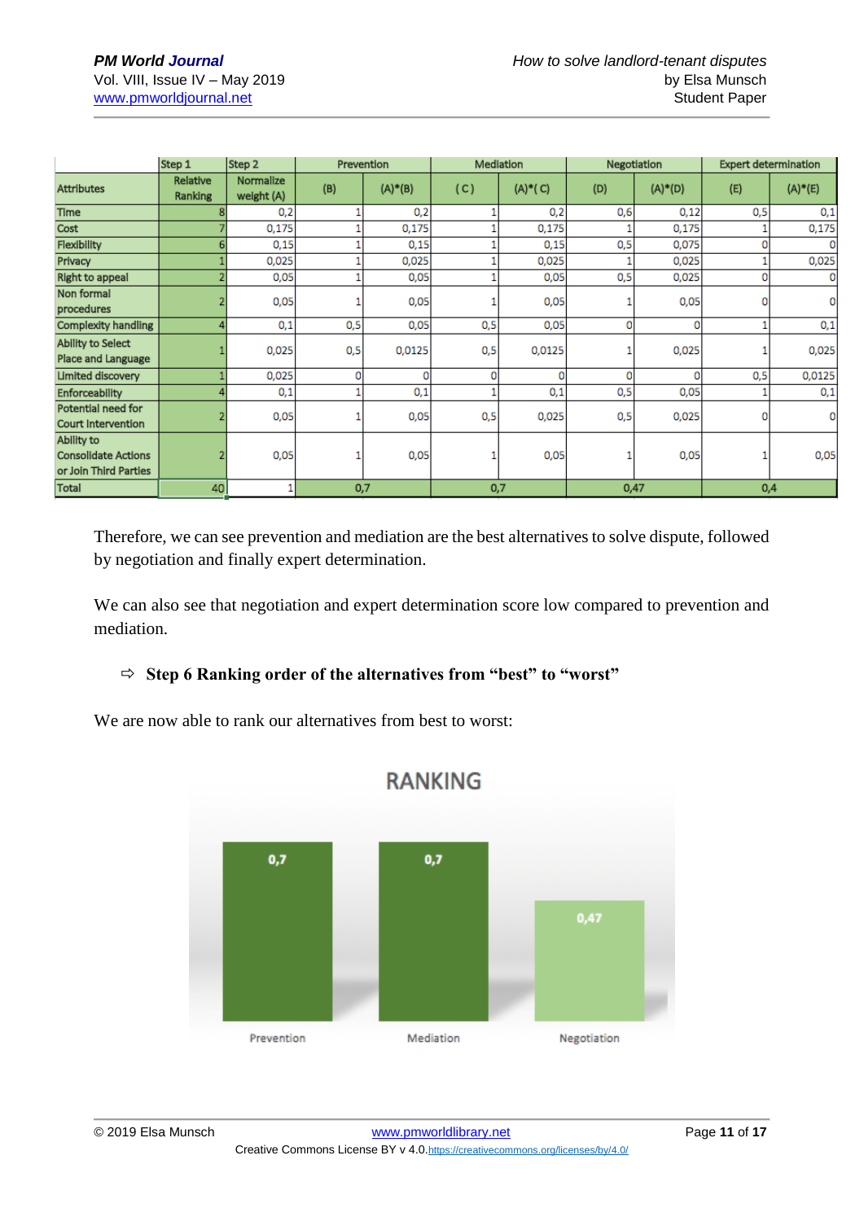|  | Step 1 | Step 2 | Prevention |  | Mediation |  | Negotiation |  | Expert determination |  |
|---|---|---|---|---|---|---|---|---|---|---|
| Attributes | Relative Ranking | Normalize weight (A) | (B) | (A)*(B) | ( C) | (A)*( C) | (D) | (A)*(D) | (E) | (A)*(E) |
| Time | 8 | 0,2 | 1 | 0,2 | 1 | 0,2 | 0,6 | 0,12 | 0,5 | 0,1 |
| Cost | 7 | 0,175 | 1 | 0,175 | 1 | 0,175 | 1 | 0,175 | 1 | 0,175 |
| Flexibility | 6 | 0,15 | 1 | 0,15 | 1 | 0,15 | 0,5 | 0,075 | 0 | 0 |
| Privacy | 1 | 0,025 | 1 | 0,025 | 1 | 0,025 | 1 | 0,025 | 1 | 0,025 |
| Right to appeal | 2 | 0,05 | 1 | 0,05 | 1 | 0,05 | 0,5 | 0,025 | 0 | 0 |
| Non formal procedures | 2 | 0,05 | 1 | 0,05 | 1 | 0,05 | 1 | 0,05 | 0 | 0 |
| Complexity handling | 4 | 0,1 | 0,5 | 0,05 | 0,5 | 0,05 | 0 | 0 | 1 | 0,1 |
| Ability to Select Place and Language | 1 | 0,025 | 0,5 | 0,0125 | 0,5 | 0,0125 | 1 | 0,025 | 1 | 0,025 |
| Limited discovery | 1 | 0,025 | 0 | 0 | 0 | 0 | 0 | 0 | 0,5 | 0,0125 |
| Enforceability | 4 | 0,1 | 1 | 0,1 | 1 | 0,1 | 0,5 | 0,05 | 1 | 0,1 |
| Potential need for Court Intervention | 2 | 0,05 | 1 | 0,05 | 0,5 | 0,025 | 0,5 | 0,025 | 0 | 0 |
| Ability to Consolidate Actions or Join Third Parties | 2 | 0,05 | 1 | 0,05 | 1 | 0,05 | 1 | 0,05 | 1 | 0,05 |
| Total | 40 | 1 | 0,7 |  | 0,7 |  | 0,47 |  | 0,4 |  |

Therefore, we can see prevention and mediation are the best alternatives to solve dispute, followed by negotiation and finally expert determination.

We can also see that negotiation and expert determination score low compared to prevention and mediation.

⇨ **Step 6 Ranking order of the alternatives from "best" to "worst"**

We are now able to rank our alternatives from best to worst:

**RANKING**

| Prevention | Mediation | Negotiation |
|---|---|---|
| 0,7 | 0,7 | 0,47 |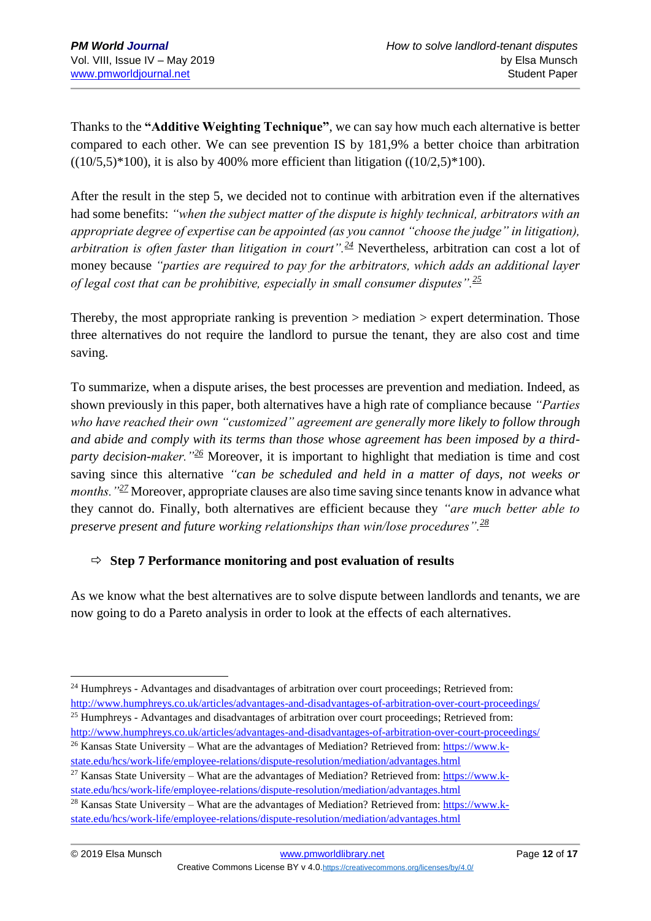Thanks to the **"Additive Weighting Technique"**, we can say how much each alternative is better compared to each other. We can see prevention IS by 181,9% a better choice than arbitration ((10/5,5)*100), it is also by 400% more efficient than litigation ((10/2,5)*100).

After the result in the step 5, we decided not to continue with arbitration even if the alternatives had some benefits: *"when the subject matter of the dispute is highly technical, arbitrators with an appropriate degree of expertise can be appointed (as you cannot "choose the judge" in litigation), arbitration is often faster than litigation in court".*[24] Nevertheless, arbitration can cost a lot of money because *"parties are required to pay for the arbitrators, which adds an additional layer of legal cost that can be prohibitive, especially in small consumer disputes".*[25]

Thereby, the most appropriate ranking is prevention > mediation > expert determination. Those three alternatives do not require the landlord to pursue the tenant, they are also cost and time saving.

To summarize, when a dispute arises, the best processes are prevention and mediation. Indeed, as shown previously in this paper, both alternatives have a high rate of compliance because *"Parties who have reached their own "customized" agreement are generally more likely to follow through and abide and comply with its terms than those whose agreement has been imposed by a third-party decision-maker."*[26] Moreover, it is important to highlight that mediation is time and cost saving since this alternative *"can be scheduled and held in a matter of days, not weeks or months."*[27] Moreover, appropriate clauses are also time saving since tenants know in advance what they cannot do. Finally, both alternatives are efficient because they *"are much better able to preserve present and future working relationships than win/lose procedures".*[28]

### ⇨ Step 7 Performance monitoring and post evaluation of results

As we know what the best alternatives are to solve dispute between landlords and tenants, we are now going to do a Pareto analysis in order to look at the effects of each alternatives.

---

[24] Humphreys - Advantages and disadvantages of arbitration over court proceedings; Retrieved from: http://www.humphreys.co.uk/articles/advantages-and-disadvantages-of-arbitration-over-court-proceedings/

[25] Humphreys - Advantages and disadvantages of arbitration over court proceedings; Retrieved from: http://www.humphreys.co.uk/articles/advantages-and-disadvantages-of-arbitration-over-court-proceedings/

[26] Kansas State University – What are the advantages of Mediation? Retrieved from: https://www.k-state.edu/hcs/work-life/employee-relations/dispute-resolution/mediation/advantages.html

[27] Kansas State University – What are the advantages of Mediation? Retrieved from: https://www.k-state.edu/hcs/work-life/employee-relations/dispute-resolution/mediation/advantages.html

[28] Kansas State University – What are the advantages of Mediation? Retrieved from: https://www.k-state.edu/hcs/work-life/employee-relations/dispute-resolution/mediation/advantages.html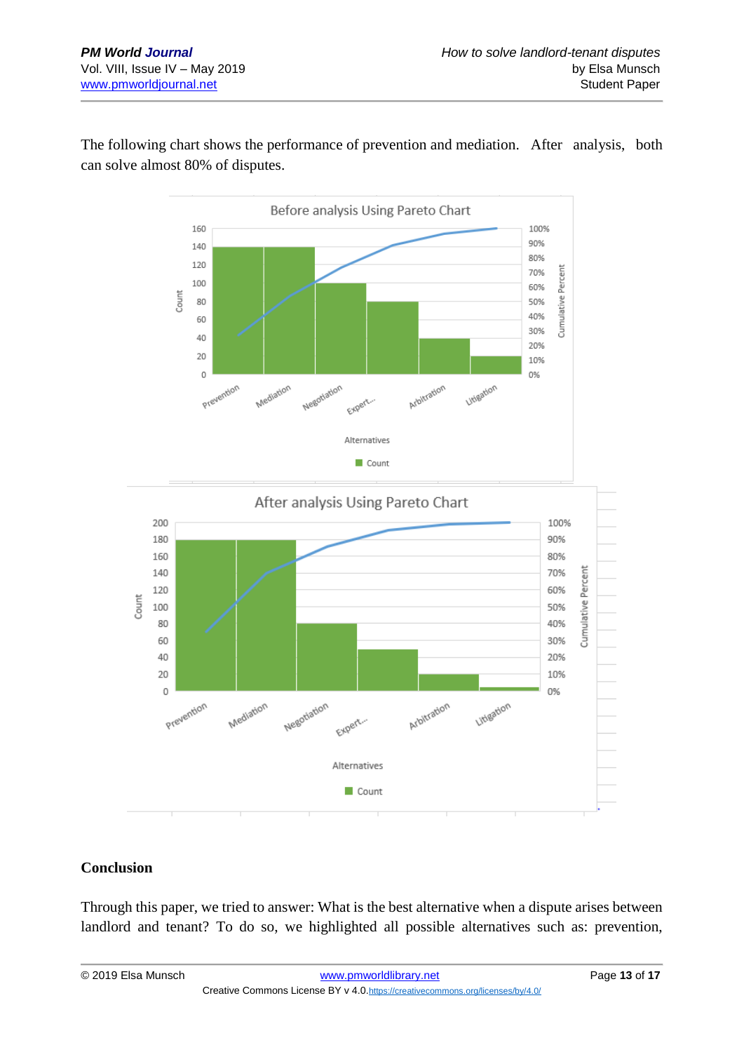The following chart shows the performance of prevention and mediation. After analysis, both can solve almost 80% of disputes.

Before analysis Using Pareto Chart

After analysis Using Pareto Chart

## Conclusion

Through this paper, we tried to answer: What is the best alternative when a dispute arises between landlord and tenant? To do so, we highlighted all possible alternatives such as: prevention,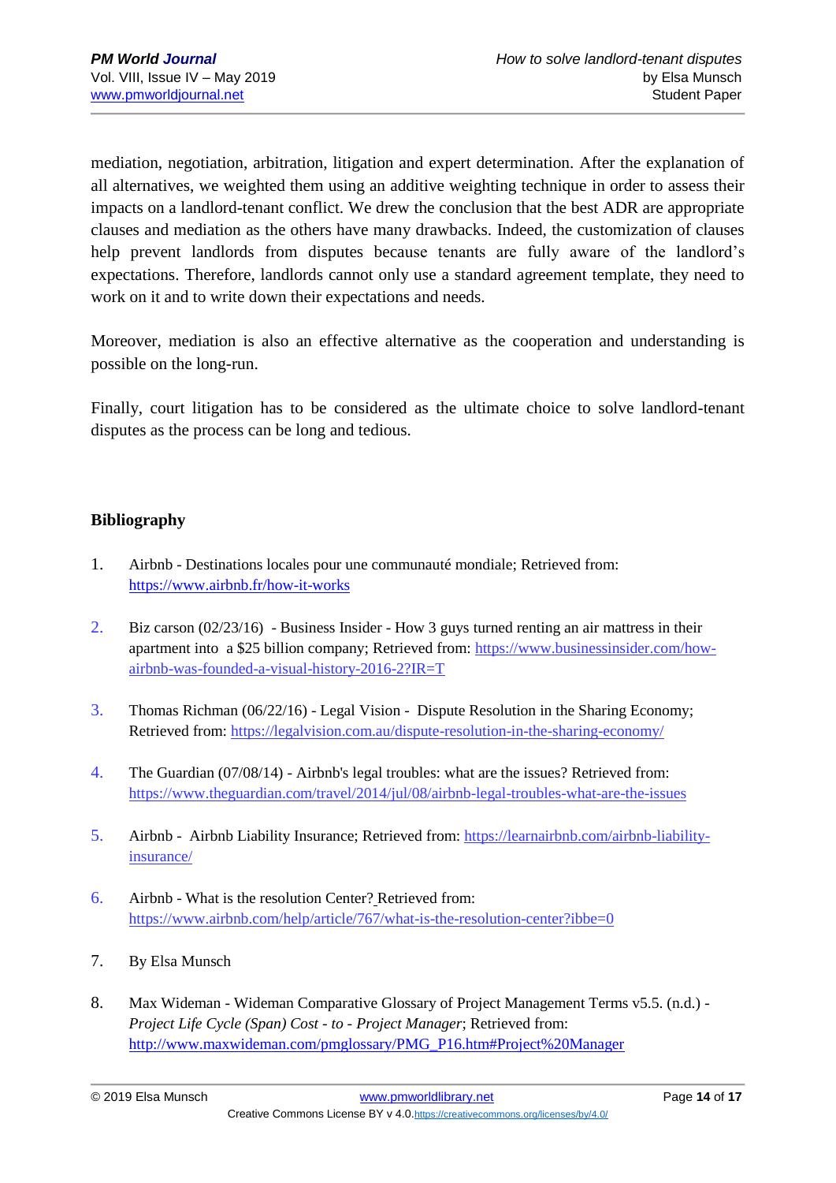mediation, negotiation, arbitration, litigation and expert determination. After the explanation of all alternatives, we weighted them using an additive weighting technique in order to assess their impacts on a landlord-tenant conflict. We drew the conclusion that the best ADR are appropriate clauses and mediation as the others have many drawbacks. Indeed, the customization of clauses help prevent landlords from disputes because tenants are fully aware of the landlord's expectations. Therefore, landlords cannot only use a standard agreement template, they need to work on it and to write down their expectations and needs.

Moreover, mediation is also an effective alternative as the cooperation and understanding is possible on the long-run.

Finally, court litigation has to be considered as the ultimate choice to solve landlord-tenant disputes as the process can be long and tedious.

**Bibliography**

1. Airbnb - Destinations locales pour une communauté mondiale; Retrieved from: https://www.airbnb.fr/how-it-works

2. Biz carson (02/23/16) - Business Insider - How 3 guys turned renting an air mattress in their apartment into a $25 billion company; Retrieved from: https://www.businessinsider.com/how-airbnb-was-founded-a-visual-history-2016-2?IR=T

3. Thomas Richman (06/22/16) - Legal Vision - Dispute Resolution in the Sharing Economy; Retrieved from: https://legalvision.com.au/dispute-resolution-in-the-sharing-economy/

4. The Guardian (07/08/14) - Airbnb's legal troubles: what are the issues? Retrieved from: https://www.theguardian.com/travel/2014/jul/08/airbnb-legal-troubles-what-are-the-issues

5. Airbnb - Airbnb Liability Insurance; Retrieved from: https://learnairbnb.com/airbnb-liability-insurance/

6. Airbnb - What is the resolution Center? Retrieved from: https://www.airbnb.com/help/article/767/what-is-the-resolution-center?ibbe=0

7. By Elsa Munsch

8. Max Wideman - Wideman Comparative Glossary of Project Management Terms v5.5. (n.d.) - *Project Life Cycle (Span) Cost - to - Project Manager*; Retrieved from: http://www.maxwideman.com/pmglossary/PMG_P16.htm#Project%20Manager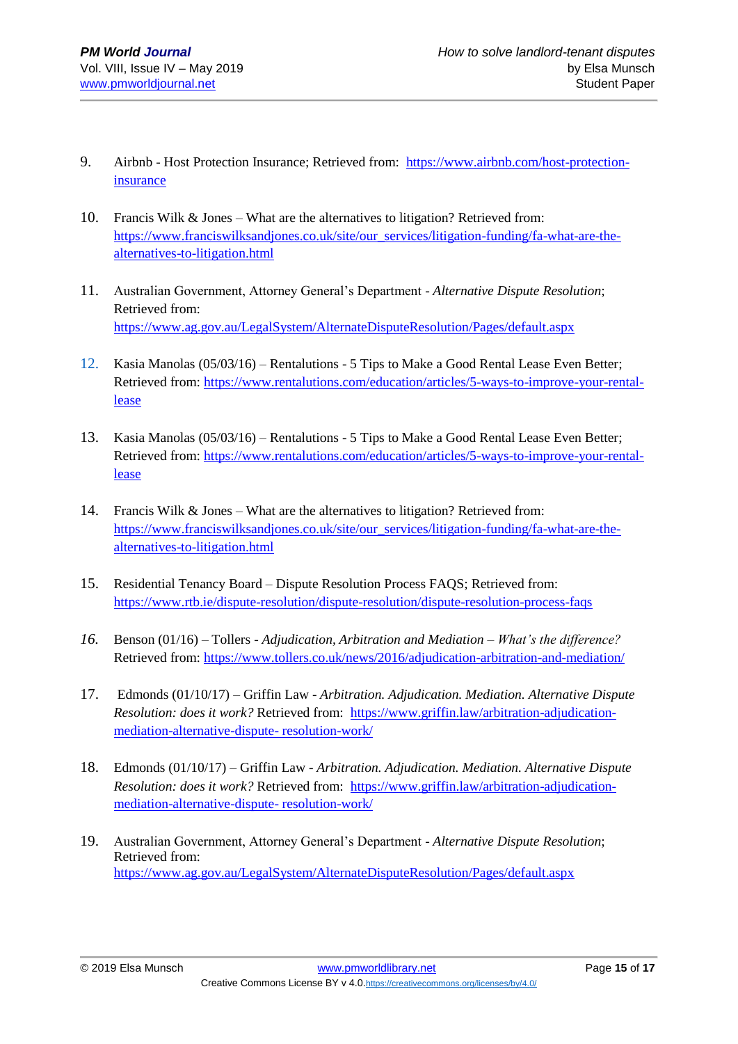9. Airbnb - Host Protection Insurance; Retrieved from: https://www.airbnb.com/host-protection-insurance

10. Francis Wilk & Jones – What are the alternatives to litigation? Retrieved from: https://www.franciswilksandjones.co.uk/site/our_services/litigation-funding/fa-what-are-the-alternatives-to-litigation.html

11. Australian Government, Attorney General's Department - *Alternative Dispute Resolution*; Retrieved from: https://www.ag.gov.au/LegalSystem/AlternateDisputeResolution/Pages/default.aspx

12. Kasia Manolas (05/03/16) – Rentalutions - 5 Tips to Make a Good Rental Lease Even Better; Retrieved from: https://www.rentalutions.com/education/articles/5-ways-to-improve-your-rental-lease

13. Kasia Manolas (05/03/16) – Rentalutions - 5 Tips to Make a Good Rental Lease Even Better; Retrieved from: https://www.rentalutions.com/education/articles/5-ways-to-improve-your-rental-lease

14. Francis Wilk & Jones – What are the alternatives to litigation? Retrieved from: https://www.franciswilksandjones.co.uk/site/our_services/litigation-funding/fa-what-are-the-alternatives-to-litigation.html

15. Residential Tenancy Board – Dispute Resolution Process FAQS; Retrieved from: https://www.rtb.ie/dispute-resolution/dispute-resolution/dispute-resolution-process-faqs

16. Benson (01/16) – Tollers - *Adjudication, Arbitration and Mediation – What's the difference?* Retrieved from: https://www.tollers.co.uk/news/2016/adjudication-arbitration-and-mediation/

17. Edmonds (01/10/17) – Griffin Law - *Arbitration. Adjudication. Mediation. Alternative Dispute Resolution: does it work?* Retrieved from: https://www.griffin.law/arbitration-adjudication-mediation-alternative-dispute- resolution-work/

18. Edmonds (01/10/17) – Griffin Law - *Arbitration. Adjudication. Mediation. Alternative Dispute Resolution: does it work?* Retrieved from: https://www.griffin.law/arbitration-adjudication-mediation-alternative-dispute- resolution-work/

19. Australian Government, Attorney General's Department - *Alternative Dispute Resolution*; Retrieved from: https://www.ag.gov.au/LegalSystem/AlternateDisputeResolution/Pages/default.aspx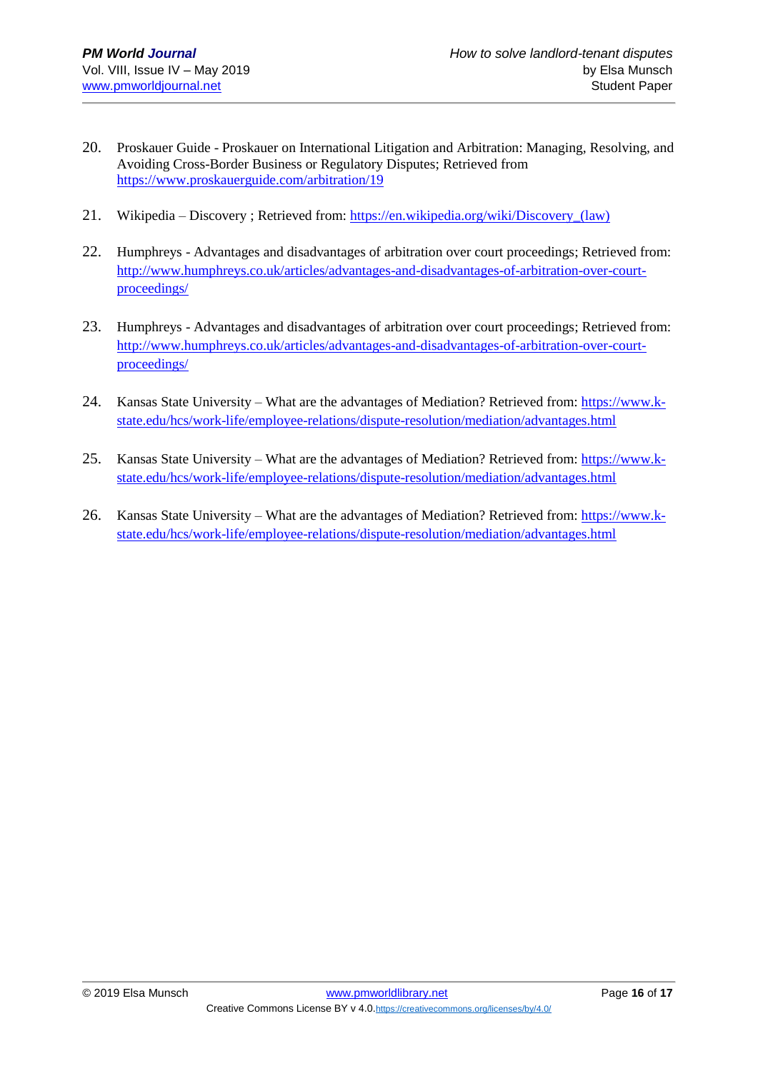20. Proskauer Guide - Proskauer on International Litigation and Arbitration: Managing, Resolving, and Avoiding Cross-Border Business or Regulatory Disputes; Retrieved from https://www.proskauerguide.com/arbitration/19

21. Wikipedia – Discovery ; Retrieved from: https://en.wikipedia.org/wiki/Discovery_(law)

22. Humphreys - Advantages and disadvantages of arbitration over court proceedings; Retrieved from: http://www.humphreys.co.uk/articles/advantages-and-disadvantages-of-arbitration-over-court-proceedings/

23. Humphreys - Advantages and disadvantages of arbitration over court proceedings; Retrieved from: http://www.humphreys.co.uk/articles/advantages-and-disadvantages-of-arbitration-over-court-proceedings/

24. Kansas State University – What are the advantages of Mediation? Retrieved from: https://www.k-state.edu/hcs/work-life/employee-relations/dispute-resolution/mediation/advantages.html

25. Kansas State University – What are the advantages of Mediation? Retrieved from: https://www.k-state.edu/hcs/work-life/employee-relations/dispute-resolution/mediation/advantages.html

26. Kansas State University – What are the advantages of Mediation? Retrieved from: https://www.k-state.edu/hcs/work-life/employee-relations/dispute-resolution/mediation/advantages.html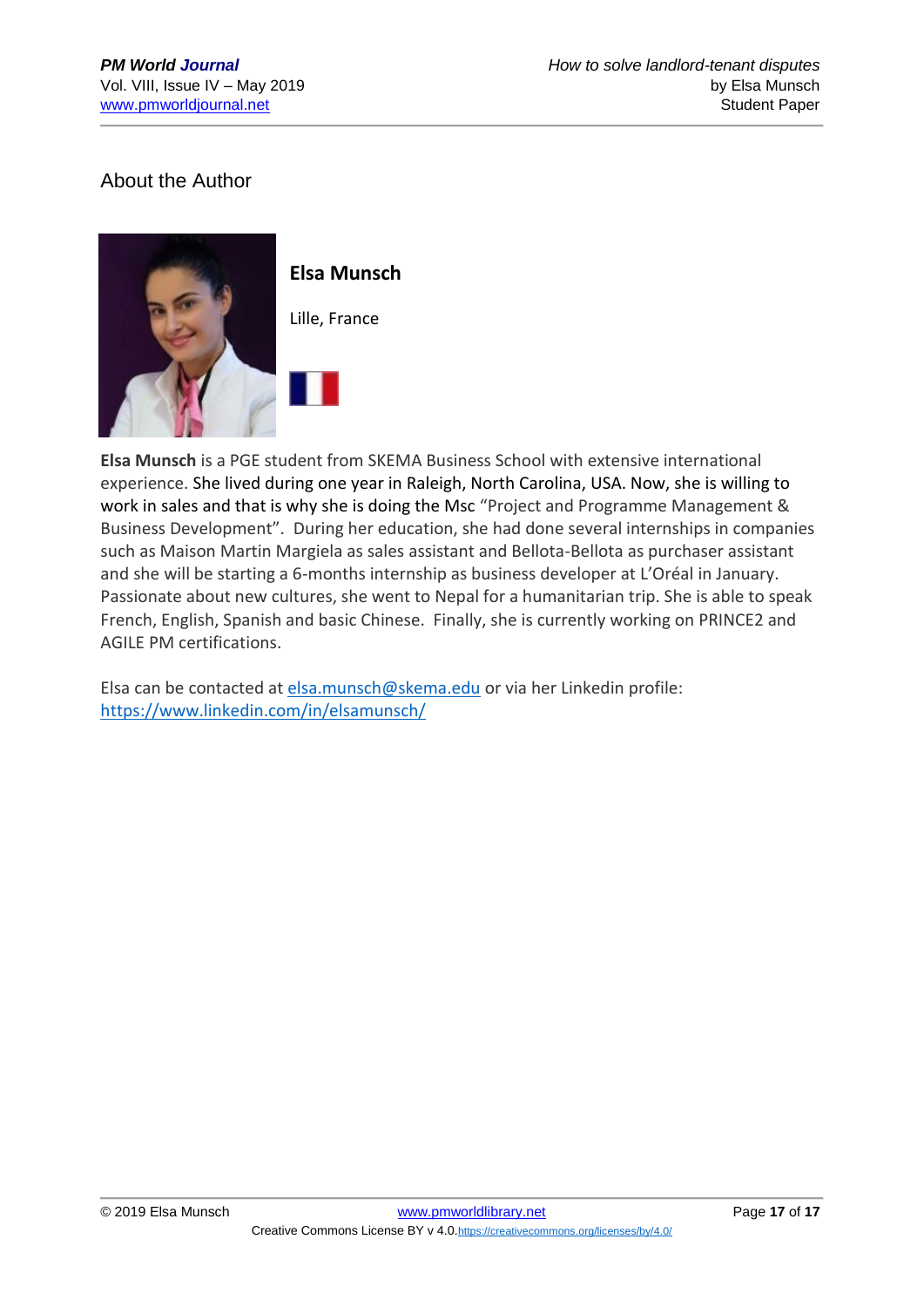## About the Author

**Elsa Munsch**

Lille, France

**Elsa Munsch** is a PGE student from SKEMA Business School with extensive international experience. She lived during one year in Raleigh, North Carolina, USA. Now, she is willing to work in sales and that is why she is doing the Msc "Project and Programme Management & Business Development". During her education, she had done several internships in companies such as Maison Martin Margiela as sales assistant and Bellota-Bellota as purchaser assistant and she will be starting a 6-months internship as business developer at L'Oréal in January. Passionate about new cultures, she went to Nepal for a humanitarian trip. She is able to speak French, English, Spanish and basic Chinese. Finally, she is currently working on PRINCE2 and AGILE PM certifications.

Elsa can be contacted at elsa.munsch@skema.edu or via her Linkedin profile: https://www.linkedin.com/in/elsamunsch/